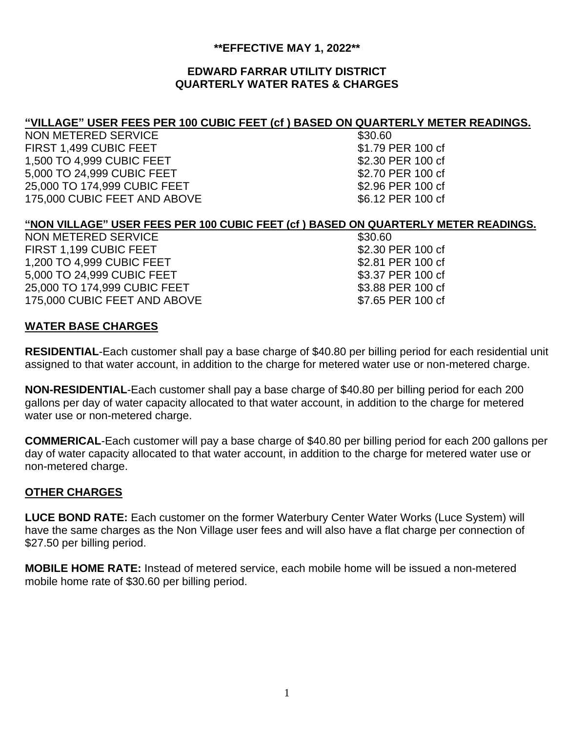**\*\*EFFECTIVE MAY 1, 2022\*\***

## EDWARD FARRAR UTILITY DISTRICT
## QUARTERLY WATER RATES & CHARGES

### "VILLAGE" USER FEES PER 100 CUBIC FEET (cf ) BASED ON QUARTERLY METER READINGS.

| | |
|---|---|
| NON METERED SERVICE | $30.60 |
| FIRST 1,499 CUBIC FEET | $1.79 PER 100 cf |
| 1,500 TO 4,999 CUBIC FEET | $2.30 PER 100 cf |
| 5,000 TO 24,999 CUBIC FEET | $2.70 PER 100 cf |
| 25,000 TO 174,999 CUBIC FEET | $2.96 PER 100 cf |
| 175,000 CUBIC FEET AND ABOVE | $6.12 PER 100 cf |

### "NON VILLAGE" USER FEES PER 100 CUBIC FEET (cf ) BASED ON QUARTERLY METER READINGS.

| | |
|---|---|
| NON METERED SERVICE | $30.60 |
| FIRST 1,199 CUBIC FEET | $2.30 PER 100 cf |
| 1,200 TO 4,999 CUBIC FEET | $2.81 PER 100 cf |
| 5,000 TO 24,999 CUBIC FEET | $3.37 PER 100 cf |
| 25,000 TO 174,999 CUBIC FEET | $3.88 PER 100 cf |
| 175,000 CUBIC FEET AND ABOVE | $7.65 PER 100 cf |

### WATER BASE CHARGES

**RESIDENTIAL**-Each customer shall pay a base charge of $40.80 per billing period for each residential unit assigned to that water account, in addition to the charge for metered water use or non-metered charge.

**NON-RESIDENTIAL**-Each customer shall pay a base charge of $40.80 per billing period for each 200 gallons per day of water capacity allocated to that water account, in addition to the charge for metered water use or non-metered charge.

**COMMERICAL**-Each customer will pay a base charge of $40.80 per billing period for each 200 gallons per day of water capacity allocated to that water account, in addition to the charge for metered water use or non-metered charge.

### OTHER CHARGES

**LUCE BOND RATE:** Each customer on the former Waterbury Center Water Works (Luce System) will have the same charges as the Non Village user fees and will also have a flat charge per connection of $27.50 per billing period.

**MOBILE HOME RATE:** Instead of metered service, each mobile home will be issued a non-metered mobile home rate of $30.60 per billing period.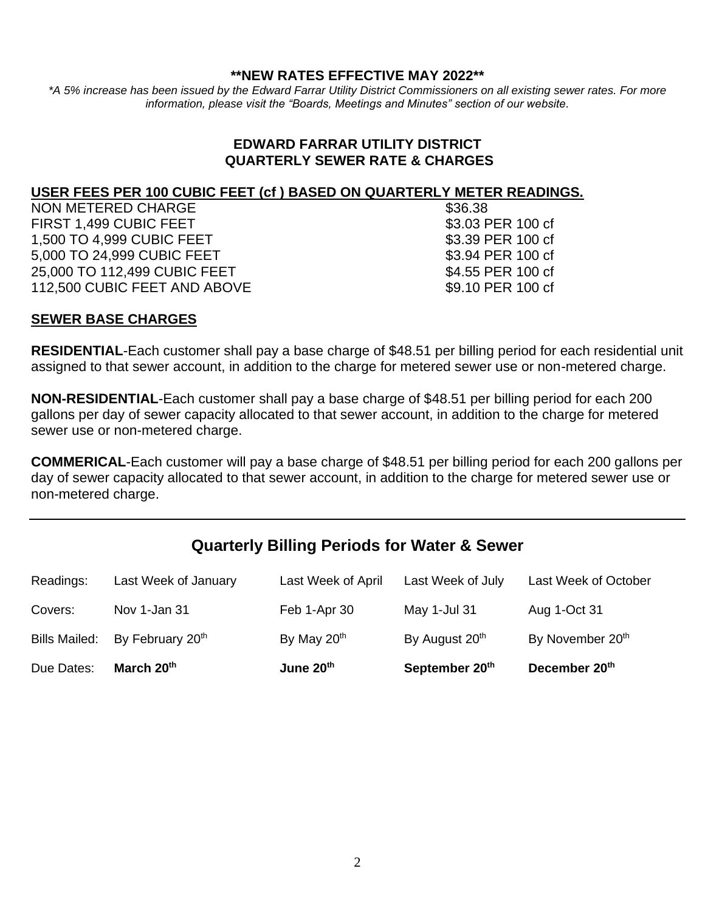**\*\*NEW RATES EFFECTIVE MAY 2022\*\***

*\*A 5% increase has been issued by the Edward Farrar Utility District Commissioners on all existing sewer rates. For more information, please visit the "Boards, Meetings and Minutes" section of our website.*

## EDWARD FARRAR UTILITY DISTRICT
## QUARTERLY SEWER RATE & CHARGES

**USER FEES PER 100 CUBIC FEET (cf ) BASED ON QUARTERLY METER READINGS.**

| | |
|---|---|
| NON METERED CHARGE | $36.38 |
| FIRST 1,499 CUBIC FEET | $3.03 PER 100 cf |
| 1,500 TO 4,999 CUBIC FEET | $3.39 PER 100 cf |
| 5,000 TO 24,999 CUBIC FEET | $3.94 PER 100 cf |
| 25,000 TO 112,499 CUBIC FEET | $4.55 PER 100 cf |
| 112,500 CUBIC FEET AND ABOVE | $9.10 PER 100 cf |

**SEWER BASE CHARGES**

**RESIDENTIAL**-Each customer shall pay a base charge of $48.51 per billing period for each residential unit assigned to that sewer account, in addition to the charge for metered sewer use or non-metered charge.

**NON-RESIDENTIAL**-Each customer shall pay a base charge of $48.51 per billing period for each 200 gallons per day of sewer capacity allocated to that sewer account, in addition to the charge for metered sewer use or non-metered charge.

**COMMERICAL**-Each customer will pay a base charge of $48.51 per billing period for each 200 gallons per day of sewer capacity allocated to that sewer account, in addition to the charge for metered sewer use or non-metered charge.

---

## Quarterly Billing Periods for Water & Sewer

| | | | | |
|---|---|---|---|---|
| Readings: | Last Week of January | Last Week of April | Last Week of July | Last Week of October |
| Covers: | Nov 1-Jan 31 | Feb 1-Apr 30 | May 1-Jul 31 | Aug 1-Oct 31 |
| Bills Mailed: | By February 20th | By May 20th | By August 20th | By November 20th |
| Due Dates: | **March 20th** | **June 20th** | **September 20th** | **December 20th** |